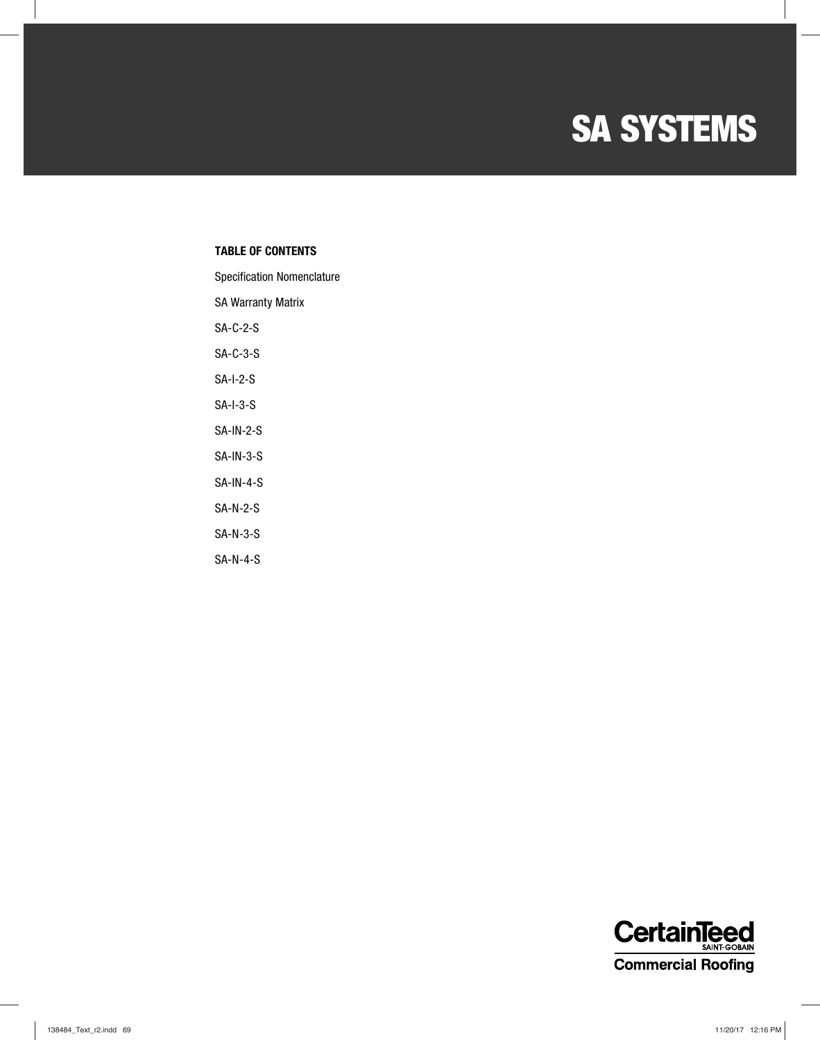# SA SYSTEMS

**TABLE OF CONTENTS**

Specification Nomenclature

SA Warranty Matrix

SA-C-2-S

SA-C-3-S

SA-I-2-S

SA-I-3-S

SA-IN-2-S

SA-IN-3-S

SA-IN-4-S

SA-N-2-S

SA-N-3-S

SA-N-4-S

CertainTeed
SAINT-GOBAIN
Commercial Roofing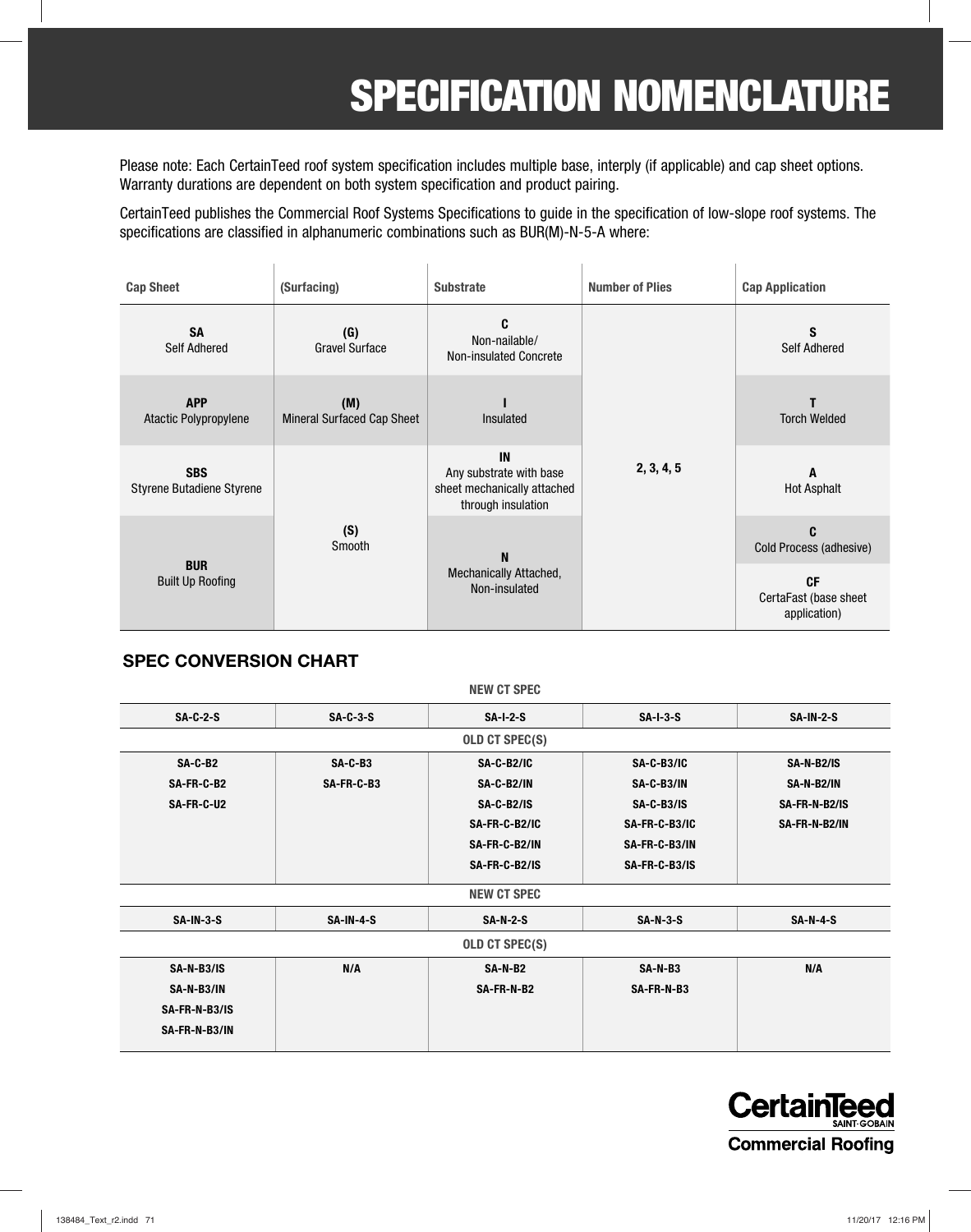// SPECIFICATION NOMENCLATURE

Please note: Each CertainTeed roof system specification includes multiple base, interply (if applicable) and cap sheet options. Warranty durations are dependent on both system specification and product pairing.

CertainTeed publishes the Commercial Roof Systems Specifications to guide in the specification of low-slope roof systems. The specifications are classified in alphanumeric combinations such as BUR(M)-N-5-A where:

| Cap Sheet | (Surfacing) | Substrate | Number of Plies | Cap Application |
|---|---|---|---|---|
| **SA** Self Adhered | **(G)** Gravel Surface | **C** Non-nailable/ Non-insulated Concrete | **2, 3, 4, 5** | **S** Self Adhered |
| **APP** Atactic Polypropylene | **(M)** Mineral Surfaced Cap Sheet | **I** Insulated | | **T** Torch Welded |
| **SBS** Styrene Butadiene Styrene | **(S)** Smooth | **IN** Any substrate with base sheet mechanically attached through insulation | | **A** Hot Asphalt |
| **BUR** Built Up Roofing | | **N** Mechanically Attached, Non-insulated | | **C** Cold Process (adhesive) |
| | | | | **CF** CertaFast (base sheet application) |

## SPEC CONVERSION CHART

| NEW CT SPEC | | | | |
|---|---|---|---|---|
| **SA-C-2-S** | **SA-C-3-S** | **SA-I-2-S** | **SA-I-3-S** | **SA-IN-2-S** |
| **OLD CT SPEC(S)** | | | | |
| SA-C-B2<br>SA-FR-C-B2<br>SA-FR-C-U2 | SA-C-B3<br>SA-FR-C-B3 | SA-C-B2/IC<br>SA-C-B2/IN<br>SA-C-B2/IS<br>SA-FR-C-B2/IC<br>SA-FR-C-B2/IN<br>SA-FR-C-B2/IS | SA-C-B3/IC<br>SA-C-B3/IN<br>SA-C-B3/IS<br>SA-FR-C-B3/IC<br>SA-FR-C-B3/IN<br>SA-FR-C-B3/IS | SA-N-B2/IS<br>SA-N-B2/IN<br>SA-FR-N-B2/IS<br>SA-FR-N-B2/IN |
| **NEW CT SPEC** | | | | |
| **SA-IN-3-S** | **SA-IN-4-S** | **SA-N-2-S** | **SA-N-3-S** | **SA-N-4-S** |
| **OLD CT SPEC(S)** | | | | |
| SA-N-B3/IS<br>SA-N-B3/IN<br>SA-FR-N-B3/IS<br>SA-FR-N-B3/IN | N/A | SA-N-B2<br>SA-FR-N-B2 | SA-N-B3<br>SA-FR-N-B3 | N/A |

CertainTeed SAINT-GOBAIN
Commercial Roofing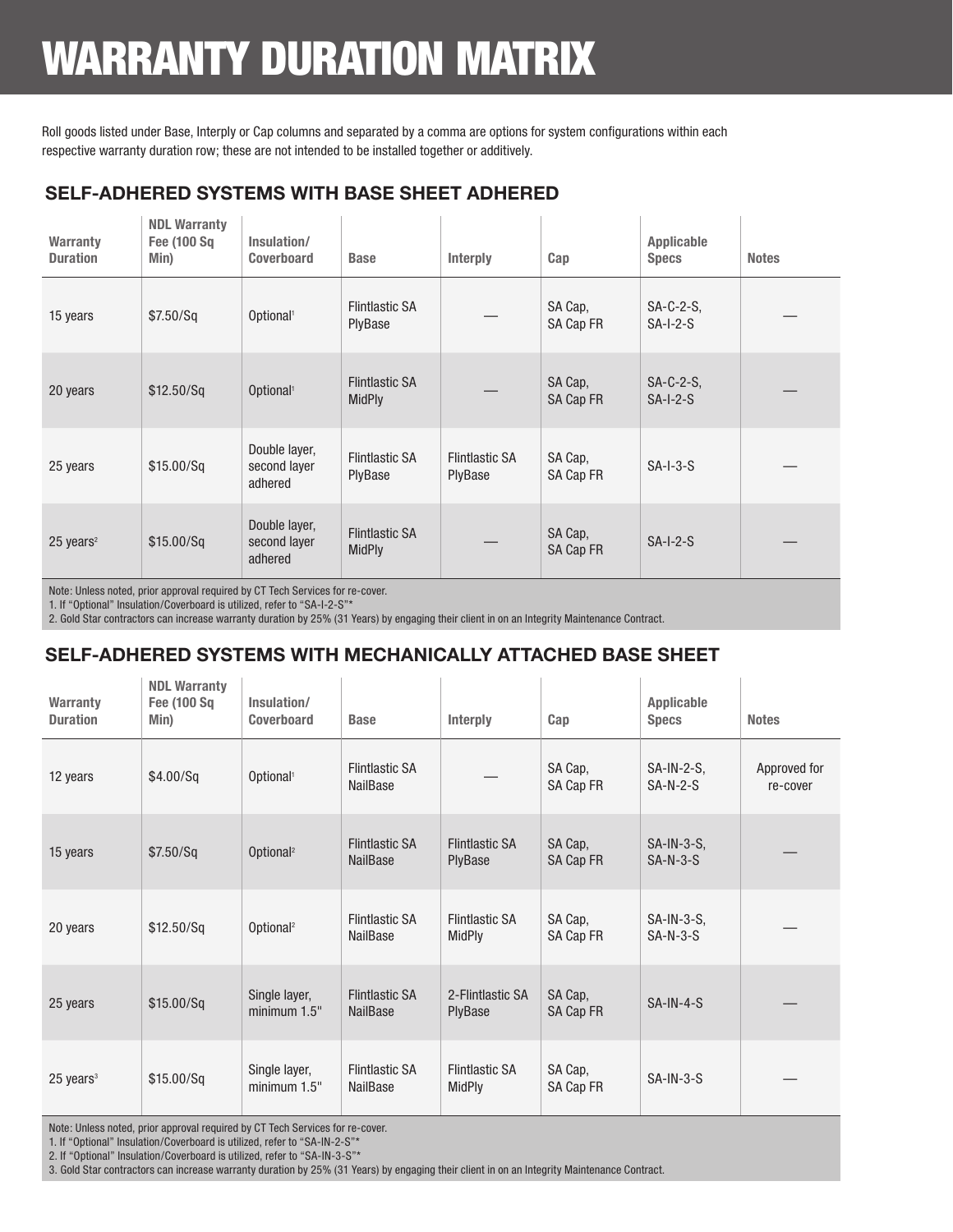# WARRANTY DURATION MATRIX

Roll goods listed under Base, Interply or Cap columns and separated by a comma are options for system configurations within each respective warranty duration row; these are not intended to be installed together or additively.

## SELF-ADHERED SYSTEMS WITH BASE SHEET ADHERED

| Warranty Duration | NDL Warranty Fee (100 Sq Min) | Insulation/ Coverboard | Base | Interply | Cap | Applicable Specs | Notes |
|---|---|---|---|---|---|---|---|
| 15 years | $7.50/Sq | Optional[1] | Flintlastic SA PlyBase | — | SA Cap, SA Cap FR | SA-C-2-S, SA-I-2-S | — |
| 20 years | $12.50/Sq | Optional[1] | Flintlastic SA MidPly | — | SA Cap, SA Cap FR | SA-C-2-S, SA-I-2-S | — |
| 25 years | $15.00/Sq | Double layer, second layer adhered | Flintlastic SA PlyBase | Flintlastic SA PlyBase | SA Cap, SA Cap FR | SA-I-3-S | — |
| 25 years[2] | $15.00/Sq | Double layer, second layer adhered | Flintlastic SA MidPly | — | SA Cap, SA Cap FR | SA-I-2-S | — |

Note: Unless noted, prior approval required by CT Tech Services for re-cover.
1. If "Optional" Insulation/Coverboard is utilized, refer to "SA-I-2-S"*
2. Gold Star contractors can increase warranty duration by 25% (31 Years) by engaging their client in on an Integrity Maintenance Contract.

## SELF-ADHERED SYSTEMS WITH MECHANICALLY ATTACHED BASE SHEET

| Warranty Duration | NDL Warranty Fee (100 Sq Min) | Insulation/ Coverboard | Base | Interply | Cap | Applicable Specs | Notes |
|---|---|---|---|---|---|---|---|
| 12 years | $4.00/Sq | Optional[1] | Flintlastic SA NailBase | — | SA Cap, SA Cap FR | SA-IN-2-S, SA-N-2-S | Approved for re-cover |
| 15 years | $7.50/Sq | Optional[2] | Flintlastic SA NailBase | Flintlastic SA PlyBase | SA Cap, SA Cap FR | SA-IN-3-S, SA-N-3-S | — |
| 20 years | $12.50/Sq | Optional[2] | Flintlastic SA NailBase | Flintlastic SA MidPly | SA Cap, SA Cap FR | SA-IN-3-S, SA-N-3-S | — |
| 25 years | $15.00/Sq | Single layer, minimum 1.5" | Flintlastic SA NailBase | 2-Flintlastic SA PlyBase | SA Cap, SA Cap FR | SA-IN-4-S | — |
| 25 years[3] | $15.00/Sq | Single layer, minimum 1.5" | Flintlastic SA NailBase | Flintlastic SA MidPly | SA Cap, SA Cap FR | SA-IN-3-S | — |

Note: Unless noted, prior approval required by CT Tech Services for re-cover.
1. If "Optional" Insulation/Coverboard is utilized, refer to "SA-IN-2-S"*
2. If "Optional" Insulation/Coverboard is utilized, refer to "SA-IN-3-S"*
3. Gold Star contractors can increase warranty duration by 25% (31 Years) by engaging their client in on an Integrity Maintenance Contract.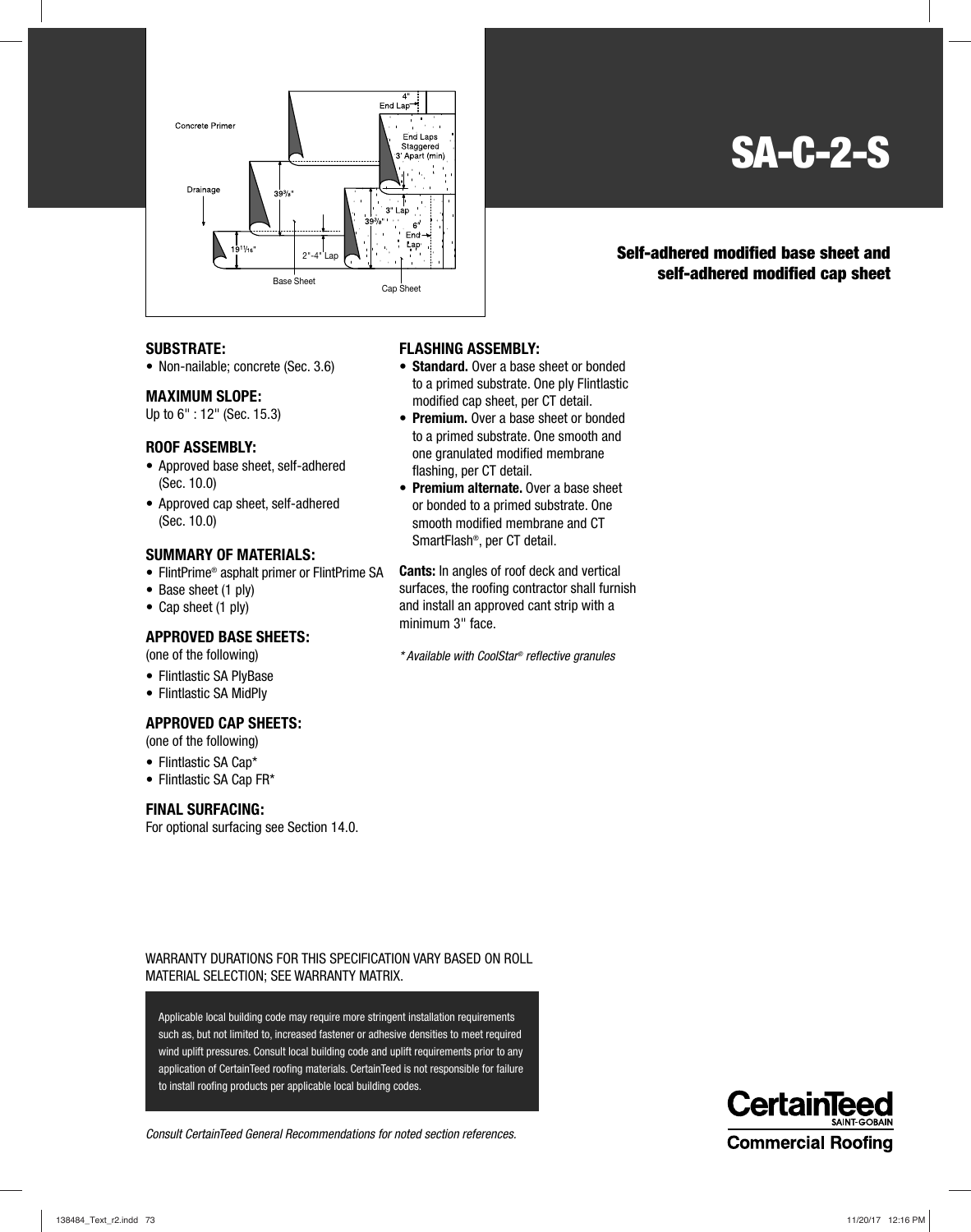# SA-C-2-S

**Self-adhered modified base sheet and self-adhered modified cap sheet**

### SUBSTRATE:

- Non-nailable; concrete (Sec. 3.6)

### MAXIMUM SLOPE:

Up to 6" : 12" (Sec. 15.3)

### ROOF ASSEMBLY:

- Approved base sheet, self-adhered (Sec. 10.0)
- Approved cap sheet, self-adhered (Sec. 10.0)

### SUMMARY OF MATERIALS:

- FlintPrime® asphalt primer or FlintPrime SA
- Base sheet (1 ply)
- Cap sheet (1 ply)

### APPROVED BASE SHEETS:

(one of the following)

- Flintlastic SA PlyBase
- Flintlastic SA MidPly

### APPROVED CAP SHEETS:

(one of the following)

- Flintlastic SA Cap*
- Flintlastic SA Cap FR*

### FINAL SURFACING:

For optional surfacing see Section 14.0.

### FLASHING ASSEMBLY:

- **Standard.** Over a base sheet or bonded to a primed substrate. One ply Flintlastic modified cap sheet, per CT detail.
- **Premium.** Over a base sheet or bonded to a primed substrate. One smooth and one granulated modified membrane flashing, per CT detail.
- **Premium alternate.** Over a base sheet or bonded to a primed substrate. One smooth modified membrane and CT SmartFlash®, per CT detail.

**Cants:** In angles of roof deck and vertical surfaces, the roofing contractor shall furnish and install an approved cant strip with a minimum 3" face.

*\* Available with CoolStar® reflective granules*

WARRANTY DURATIONS FOR THIS SPECIFICATION VARY BASED ON ROLL MATERIAL SELECTION; SEE WARRANTY MATRIX.

Applicable local building code may require more stringent installation requirements such as, but not limited to, increased fastener or adhesive densities to meet required wind uplift pressures. Consult local building code and uplift requirements prior to any application of CertainTeed roofing materials. CertainTeed is not responsible for failure to install roofing products per applicable local building codes.

*Consult CertainTeed General Recommendations for noted section references.*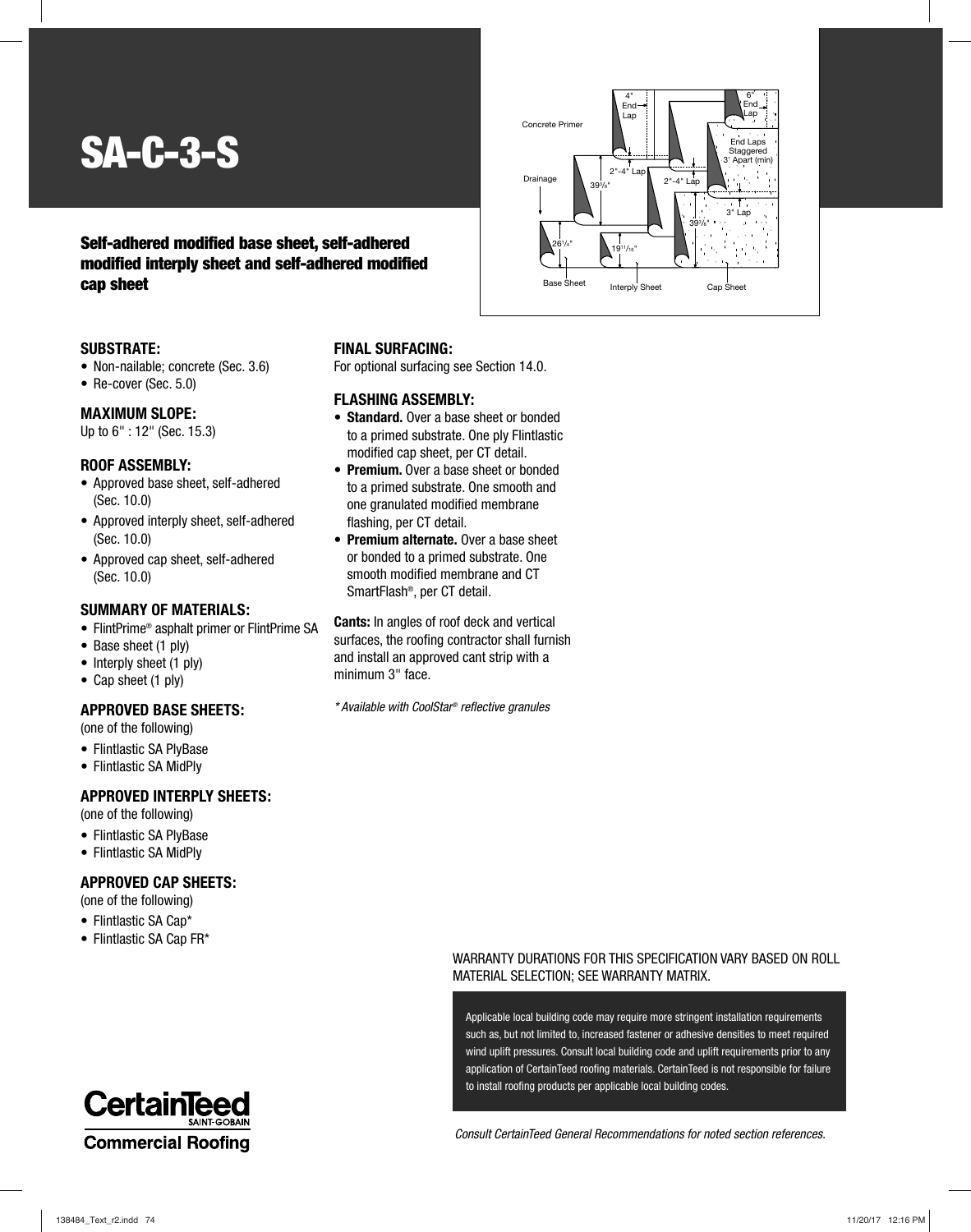# SA-C-3-S

**Self-adhered modified base sheet, self-adhered modified interply sheet and self-adhered modified cap sheet**

Concrete Primer

Drainage

4" End Lap

6" End Lap

End Laps Staggered 3' Apart (min)

2"-4" Lap

2"-4" Lap

3" Lap

39$^{3}/_{8}$"

39$^{3}/_{8}$"

26$^{1}/_{4}$"

19$^{11}/_{16}$"

Base Sheet

Interply Sheet

Cap Sheet

### SUBSTRATE:

- Non-nailable; concrete (Sec. 3.6)
- Re-cover (Sec. 5.0)

### MAXIMUM SLOPE:

Up to 6" : 12" (Sec. 15.3)

### ROOF ASSEMBLY:

- Approved base sheet, self-adhered (Sec. 10.0)
- Approved interply sheet, self-adhered (Sec. 10.0)
- Approved cap sheet, self-adhered (Sec. 10.0)

### SUMMARY OF MATERIALS:

- FlintPrime® asphalt primer or FlintPrime SA
- Base sheet (1 ply)
- Interply sheet (1 ply)
- Cap sheet (1 ply)

### APPROVED BASE SHEETS:

(one of the following)

- Flintlastic SA PlyBase
- Flintlastic SA MidPly

### APPROVED INTERPLY SHEETS:

(one of the following)

- Flintlastic SA PlyBase
- Flintlastic SA MidPly

### APPROVED CAP SHEETS:

(one of the following)

- Flintlastic SA Cap*
- Flintlastic SA Cap FR*

### FINAL SURFACING:

For optional surfacing see Section 14.0.

### FLASHING ASSEMBLY:

- **Standard.** Over a base sheet or bonded to a primed substrate. One ply Flintlastic modified cap sheet, per CT detail.
- **Premium.** Over a base sheet or bonded to a primed substrate. One smooth and one granulated modified membrane flashing, per CT detail.
- **Premium alternate.** Over a base sheet or bonded to a primed substrate. One smooth modified membrane and CT SmartFlash®, per CT detail.

**Cants:** In angles of roof deck and vertical surfaces, the roofing contractor shall furnish and install an approved cant strip with a minimum 3" face.

*\* Available with CoolStar® reflective granules*

WARRANTY DURATIONS FOR THIS SPECIFICATION VARY BASED ON ROLL MATERIAL SELECTION; SEE WARRANTY MATRIX.

Applicable local building code may require more stringent installation requirements such as, but not limited to, increased fastener or adhesive densities to meet required wind uplift pressures. Consult local building code and uplift requirements prior to any application of CertainTeed roofing materials. CertainTeed is not responsible for failure to install roofing products per applicable local building codes.

*Consult CertainTeed General Recommendations for noted section references.*

CertainTeed SAINT-GOBAIN

Commercial Roofing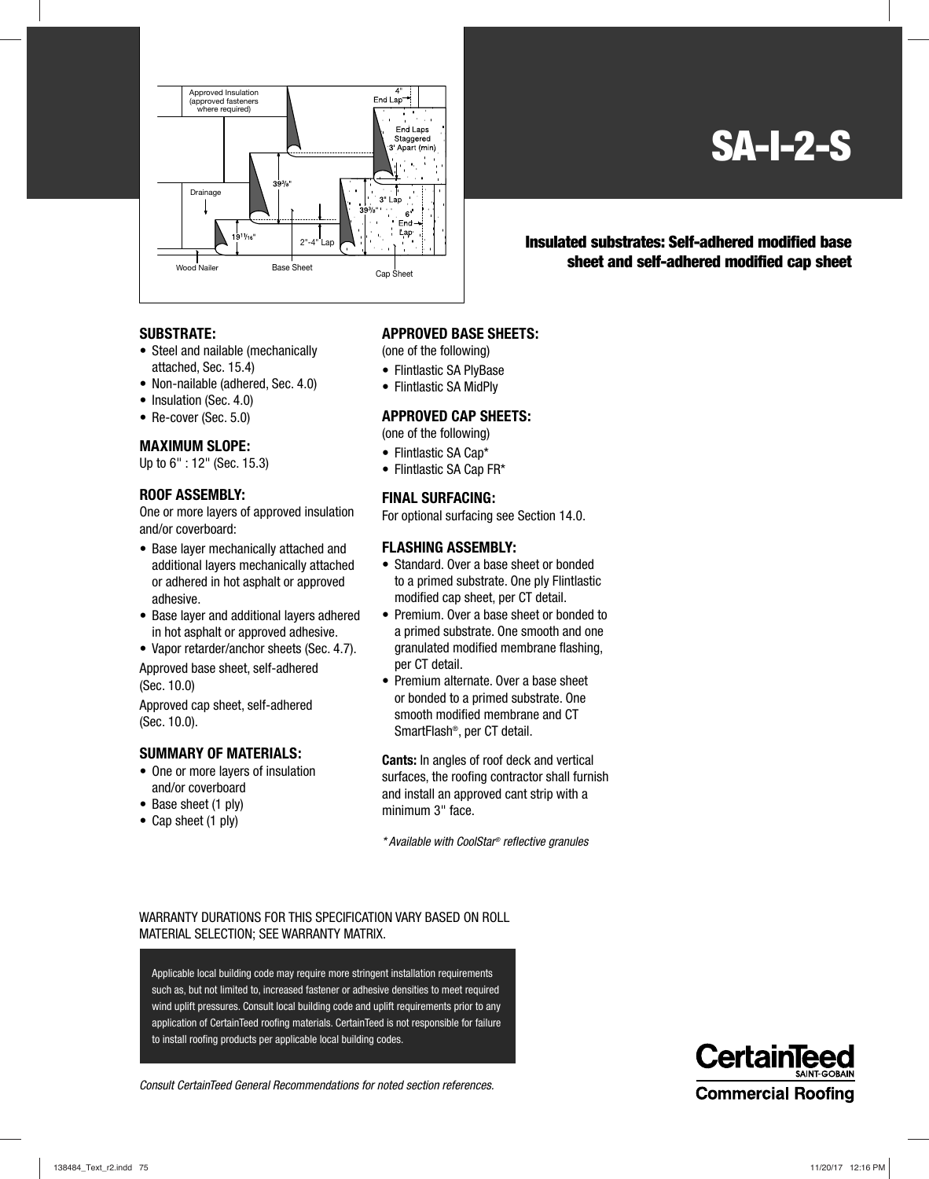# SA-I-2-S

**Insulated substrates: Self-adhered modified base sheet and self-adhered modified cap sheet**

### SUBSTRATE:

- Steel and nailable (mechanically attached, Sec. 15.4)
- Non-nailable (adhered, Sec. 4.0)
- Insulation (Sec. 4.0)
- Re-cover (Sec. 5.0)

### MAXIMUM SLOPE:

Up to 6" : 12" (Sec. 15.3)

### ROOF ASSEMBLY:

One or more layers of approved insulation and/or coverboard:

- Base layer mechanically attached and additional layers mechanically attached or adhered in hot asphalt or approved adhesive.
- Base layer and additional layers adhered in hot asphalt or approved adhesive.
- Vapor retarder/anchor sheets (Sec. 4.7).

Approved base sheet, self-adhered (Sec. 10.0)

Approved cap sheet, self-adhered (Sec. 10.0).

### SUMMARY OF MATERIALS:

- One or more layers of insulation and/or coverboard
- Base sheet (1 ply)
- Cap sheet (1 ply)

### APPROVED BASE SHEETS:

(one of the following)

- Flintlastic SA PlyBase
- Flintlastic SA MidPly

### APPROVED CAP SHEETS:

(one of the following)

- Flintlastic SA Cap*
- Flintlastic SA Cap FR*

### FINAL SURFACING:

For optional surfacing see Section 14.0.

### FLASHING ASSEMBLY:

- Standard. Over a base sheet or bonded to a primed substrate. One ply Flintlastic modified cap sheet, per CT detail.
- Premium. Over a base sheet or bonded to a primed substrate. One smooth and one granulated modified membrane flashing, per CT detail.
- Premium alternate. Over a base sheet or bonded to a primed substrate. One smooth modified membrane and CT SmartFlash®, per CT detail.

**Cants:** In angles of roof deck and vertical surfaces, the roofing contractor shall furnish and install an approved cant strip with a minimum 3" face.

*\* Available with CoolStar® reflective granules*

WARRANTY DURATIONS FOR THIS SPECIFICATION VARY BASED ON ROLL MATERIAL SELECTION; SEE WARRANTY MATRIX.

Applicable local building code may require more stringent installation requirements such as, but not limited to, increased fastener or adhesive densities to meet required wind uplift pressures. Consult local building code and uplift requirements prior to any application of CertainTeed roofing materials. CertainTeed is not responsible for failure to install roofing products per applicable local building codes.

*Consult CertainTeed General Recommendations for noted section references.*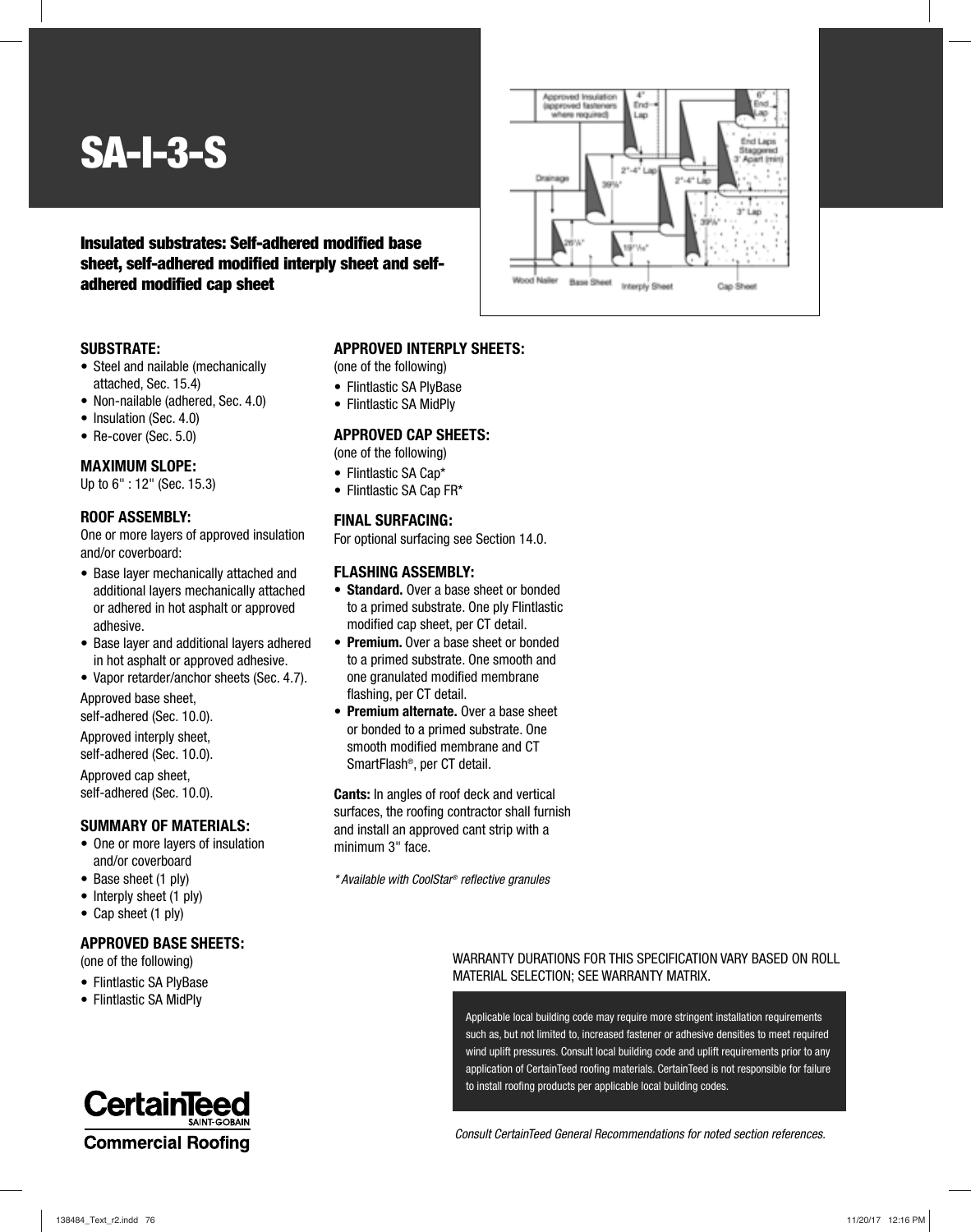# SA-I-3-S

**Insulated substrates: Self-adhered modified base sheet, self-adhered modified interply sheet and self-adhered modified cap sheet**

### SUBSTRATE:

- Steel and nailable (mechanically attached, Sec. 15.4)
- Non-nailable (adhered, Sec. 4.0)
- Insulation (Sec. 4.0)
- Re-cover (Sec. 5.0)

### MAXIMUM SLOPE:

Up to 6" : 12" (Sec. 15.3)

### ROOF ASSEMBLY:

One or more layers of approved insulation and/or coverboard:

- Base layer mechanically attached and additional layers mechanically attached or adhered in hot asphalt or approved adhesive.
- Base layer and additional layers adhered in hot asphalt or approved adhesive.
- Vapor retarder/anchor sheets (Sec. 4.7).

Approved base sheet, self-adhered (Sec. 10.0).

Approved interply sheet, self-adhered (Sec. 10.0).

Approved cap sheet, self-adhered (Sec. 10.0).

### SUMMARY OF MATERIALS:

- One or more layers of insulation and/or coverboard
- Base sheet (1 ply)
- Interply sheet (1 ply)
- Cap sheet (1 ply)

### APPROVED BASE SHEETS:

(one of the following)

- Flintlastic SA PlyBase
- Flintlastic SA MidPly

### APPROVED INTERPLY SHEETS:

(one of the following)

- Flintlastic SA PlyBase
- Flintlastic SA MidPly

### APPROVED CAP SHEETS:

(one of the following)

- Flintlastic SA Cap*
- Flintlastic SA Cap FR*

### FINAL SURFACING:

For optional surfacing see Section 14.0.

### FLASHING ASSEMBLY:

- **Standard.** Over a base sheet or bonded to a primed substrate. One ply Flintlastic modified cap sheet, per CT detail.
- **Premium.** Over a base sheet or bonded to a primed substrate. One smooth and one granulated modified membrane flashing, per CT detail.
- **Premium alternate.** Over a base sheet or bonded to a primed substrate. One smooth modified membrane and CT SmartFlash®, per CT detail.

**Cants:** In angles of roof deck and vertical surfaces, the roofing contractor shall furnish and install an approved cant strip with a minimum 3" face.

*\* Available with CoolStar® reflective granules*

WARRANTY DURATIONS FOR THIS SPECIFICATION VARY BASED ON ROLL MATERIAL SELECTION; SEE WARRANTY MATRIX.

Applicable local building code may require more stringent installation requirements such as, but not limited to, increased fastener or adhesive densities to meet required wind uplift pressures. Consult local building code and uplift requirements prior to any application of CertainTeed roofing materials. CertainTeed is not responsible for failure to install roofing products per applicable local building codes.

*Consult CertainTeed General Recommendations for noted section references.*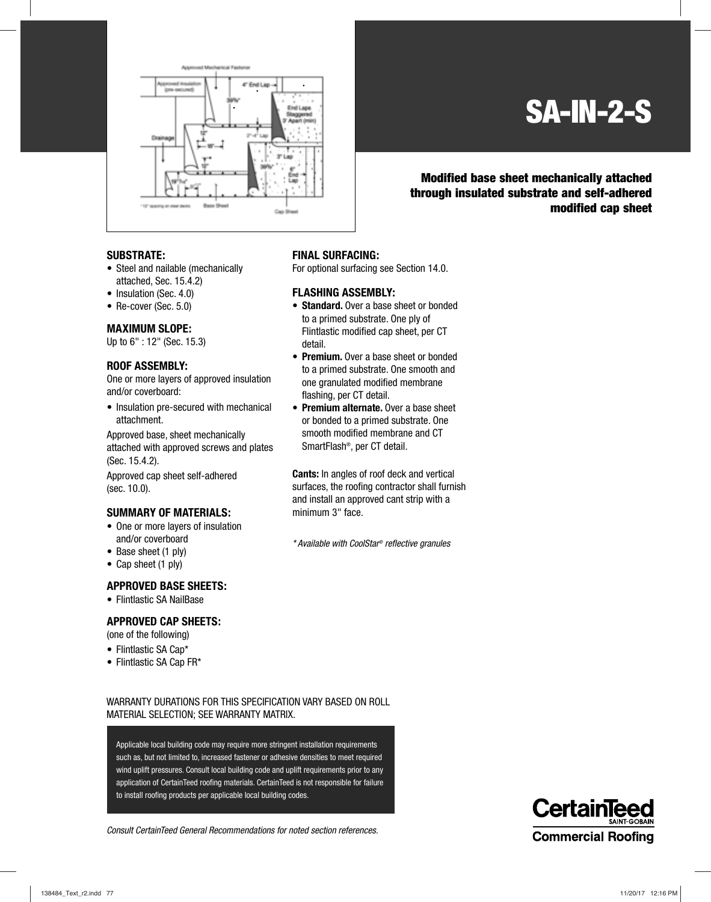# SA-IN-2-S

**Modified base sheet mechanically attached through insulated substrate and self-adhered modified cap sheet**

### SUBSTRATE:

- Steel and nailable (mechanically attached, Sec. 15.4.2)
- Insulation (Sec. 4.0)
- Re-cover (Sec. 5.0)

### MAXIMUM SLOPE:

Up to 6" : 12" (Sec. 15.3)

### ROOF ASSEMBLY:

One or more layers of approved insulation and/or coverboard:

- Insulation pre-secured with mechanical attachment.

Approved base, sheet mechanically attached with approved screws and plates (Sec. 15.4.2).

Approved cap sheet self-adhered (sec. 10.0).

### SUMMARY OF MATERIALS:

- One or more layers of insulation and/or coverboard
- Base sheet (1 ply)
- Cap sheet (1 ply)

### APPROVED BASE SHEETS:

- Flintlastic SA NailBase

### APPROVED CAP SHEETS:

(one of the following)

- Flintlastic SA Cap*
- Flintlastic SA Cap FR*

### FINAL SURFACING:

For optional surfacing see Section 14.0.

### FLASHING ASSEMBLY:

- **Standard.** Over a base sheet or bonded to a primed substrate. One ply of Flintlastic modified cap sheet, per CT detail.
- **Premium.** Over a base sheet or bonded to a primed substrate. One smooth and one granulated modified membrane flashing, per CT detail.
- **Premium alternate.** Over a base sheet or bonded to a primed substrate. One smooth modified membrane and CT SmartFlash®, per CT detail.

**Cants:** In angles of roof deck and vertical surfaces, the roofing contractor shall furnish and install an approved cant strip with a minimum 3" face.

*\* Available with CoolStar® reflective granules*

WARRANTY DURATIONS FOR THIS SPECIFICATION VARY BASED ON ROLL MATERIAL SELECTION; SEE WARRANTY MATRIX.

Applicable local building code may require more stringent installation requirements such as, but not limited to, increased fastener or adhesive densities to meet required wind uplift pressures. Consult local building code and uplift requirements prior to any application of CertainTeed roofing materials. CertainTeed is not responsible for failure to install roofing products per applicable local building codes.

*Consult CertainTeed General Recommendations for noted section references.*

CertainTeed SAINT-GOBAIN
Commercial Roofing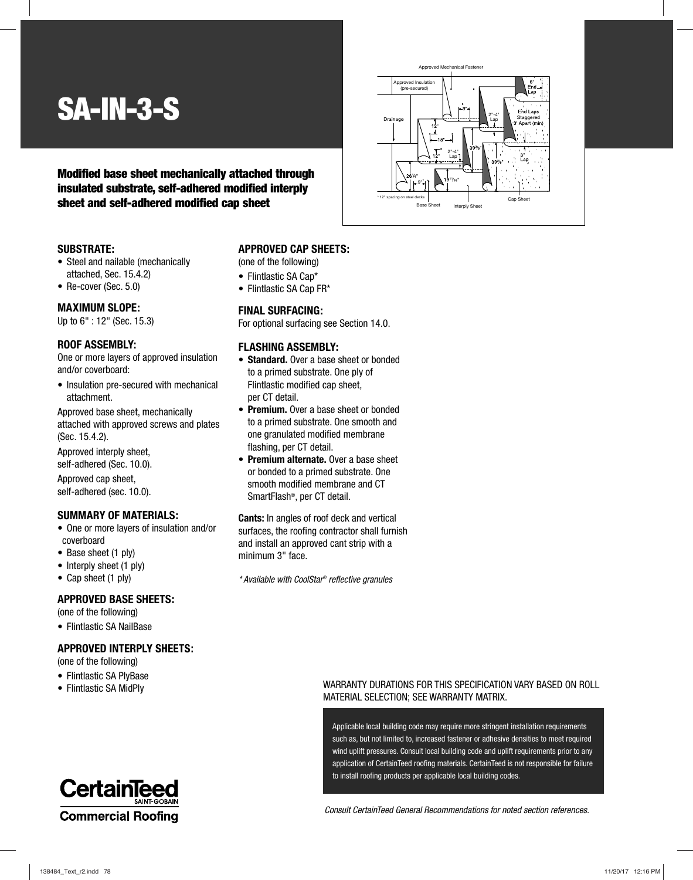# SA-IN-3-S

**Modified base sheet mechanically attached through insulated substrate, self-adhered modified interply sheet and self-adhered modified cap sheet**

### SUBSTRATE:

- Steel and nailable (mechanically attached, Sec. 15.4.2)
- Re-cover (Sec. 5.0)

### MAXIMUM SLOPE:

Up to 6" : 12" (Sec. 15.3)

### ROOF ASSEMBLY:

One or more layers of approved insulation and/or coverboard:

- Insulation pre-secured with mechanical attachment.

Approved base sheet, mechanically attached with approved screws and plates (Sec. 15.4.2).

Approved interply sheet, self-adhered (Sec. 10.0).

Approved cap sheet, self-adhered (sec. 10.0).

### SUMMARY OF MATERIALS:

- One or more layers of insulation and/or coverboard
- Base sheet (1 ply)
- Interply sheet (1 ply)
- Cap sheet (1 ply)

### APPROVED BASE SHEETS:

(one of the following)

- Flintlastic SA NailBase

### APPROVED INTERPLY SHEETS:

(one of the following)

- Flintlastic SA PlyBase
- Flintlastic SA MidPly

### APPROVED CAP SHEETS:

(one of the following)

- Flintlastic SA Cap*
- Flintlastic SA Cap FR*

### FINAL SURFACING:

For optional surfacing see Section 14.0.

### FLASHING ASSEMBLY:

- **Standard.** Over a base sheet or bonded to a primed substrate. One ply of Flintlastic modified cap sheet, per CT detail.
- **Premium.** Over a base sheet or bonded to a primed substrate. One smooth and one granulated modified membrane flashing, per CT detail.
- **Premium alternate.** Over a base sheet or bonded to a primed substrate. One smooth modified membrane and CT SmartFlash®, per CT detail.

**Cants:** In angles of roof deck and vertical surfaces, the roofing contractor shall furnish and install an approved cant strip with a minimum 3" face.

*\* Available with CoolStar® reflective granules*

WARRANTY DURATIONS FOR THIS SPECIFICATION VARY BASED ON ROLL MATERIAL SELECTION; SEE WARRANTY MATRIX.

Applicable local building code may require more stringent installation requirements such as, but not limited to, increased fastener or adhesive densities to meet required wind uplift pressures. Consult local building code and uplift requirements prior to any application of CertainTeed roofing materials. CertainTeed is not responsible for failure to install roofing products per applicable local building codes.

*Consult CertainTeed General Recommendations for noted section references.*

CertainTeed SAINT-GOBAIN
Commercial Roofing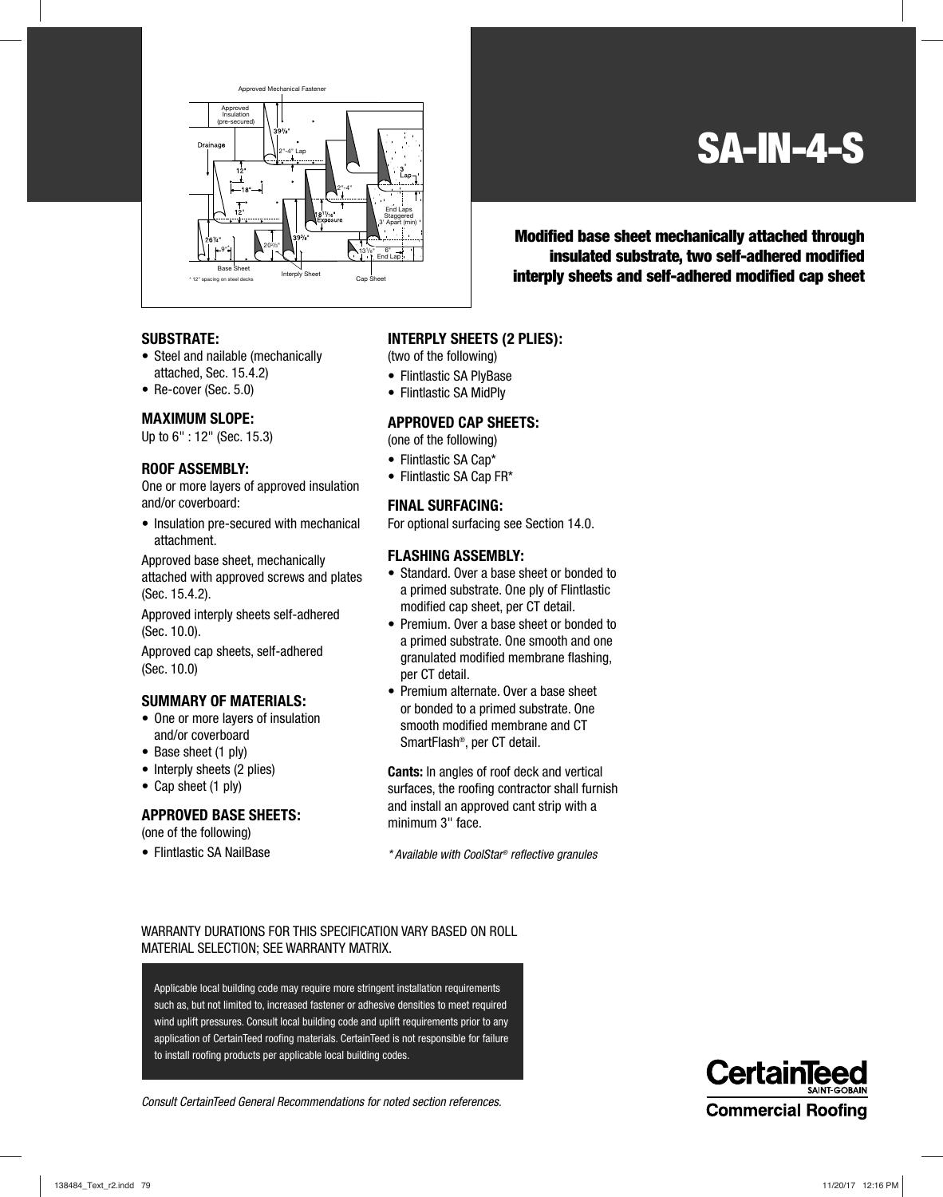# SA-IN-4-S

**Modified base sheet mechanically attached through insulated substrate, two self-adhered modified interply sheets and self-adhered modified cap sheet**

### SUBSTRATE:

- Steel and nailable (mechanically attached, Sec. 15.4.2)
- Re-cover (Sec. 5.0)

### MAXIMUM SLOPE:

Up to 6" : 12" (Sec. 15.3)

### ROOF ASSEMBLY:

One or more layers of approved insulation and/or coverboard:

- Insulation pre-secured with mechanical attachment.

Approved base sheet, mechanically attached with approved screws and plates (Sec. 15.4.2).

Approved interply sheets self-adhered (Sec. 10.0).

Approved cap sheets, self-adhered (Sec. 10.0)

### SUMMARY OF MATERIALS:

- One or more layers of insulation and/or coverboard
- Base sheet (1 ply)
- Interply sheets (2 plies)
- Cap sheet (1 ply)

### APPROVED BASE SHEETS:

(one of the following)

- Flintlastic SA NailBase

### INTERPLY SHEETS (2 PLIES):

(two of the following)

- Flintlastic SA PlyBase
- Flintlastic SA MidPly

### APPROVED CAP SHEETS:

(one of the following)

- Flintlastic SA Cap*
- Flintlastic SA Cap FR*

### FINAL SURFACING:

For optional surfacing see Section 14.0.

### FLASHING ASSEMBLY:

- Standard. Over a base sheet or bonded to a primed substrate. One ply of Flintlastic modified cap sheet, per CT detail.
- Premium. Over a base sheet or bonded to a primed substrate. One smooth and one granulated modified membrane flashing, per CT detail.
- Premium alternate. Over a base sheet or bonded to a primed substrate. One smooth modified membrane and CT SmartFlash®, per CT detail.

**Cants:** In angles of roof deck and vertical surfaces, the roofing contractor shall furnish and install an approved cant strip with a minimum 3" face.

*\* Available with CoolStar® reflective granules*

WARRANTY DURATIONS FOR THIS SPECIFICATION VARY BASED ON ROLL MATERIAL SELECTION; SEE WARRANTY MATRIX.

Applicable local building code may require more stringent installation requirements such as, but not limited to, increased fastener or adhesive densities to meet required wind uplift pressures. Consult local building code and uplift requirements prior to any application of CertainTeed roofing materials. CertainTeed is not responsible for failure to install roofing products per applicable local building codes.

*Consult CertainTeed General Recommendations for noted section references.*

CertainTeed SAINT-GOBAIN
Commercial Roofing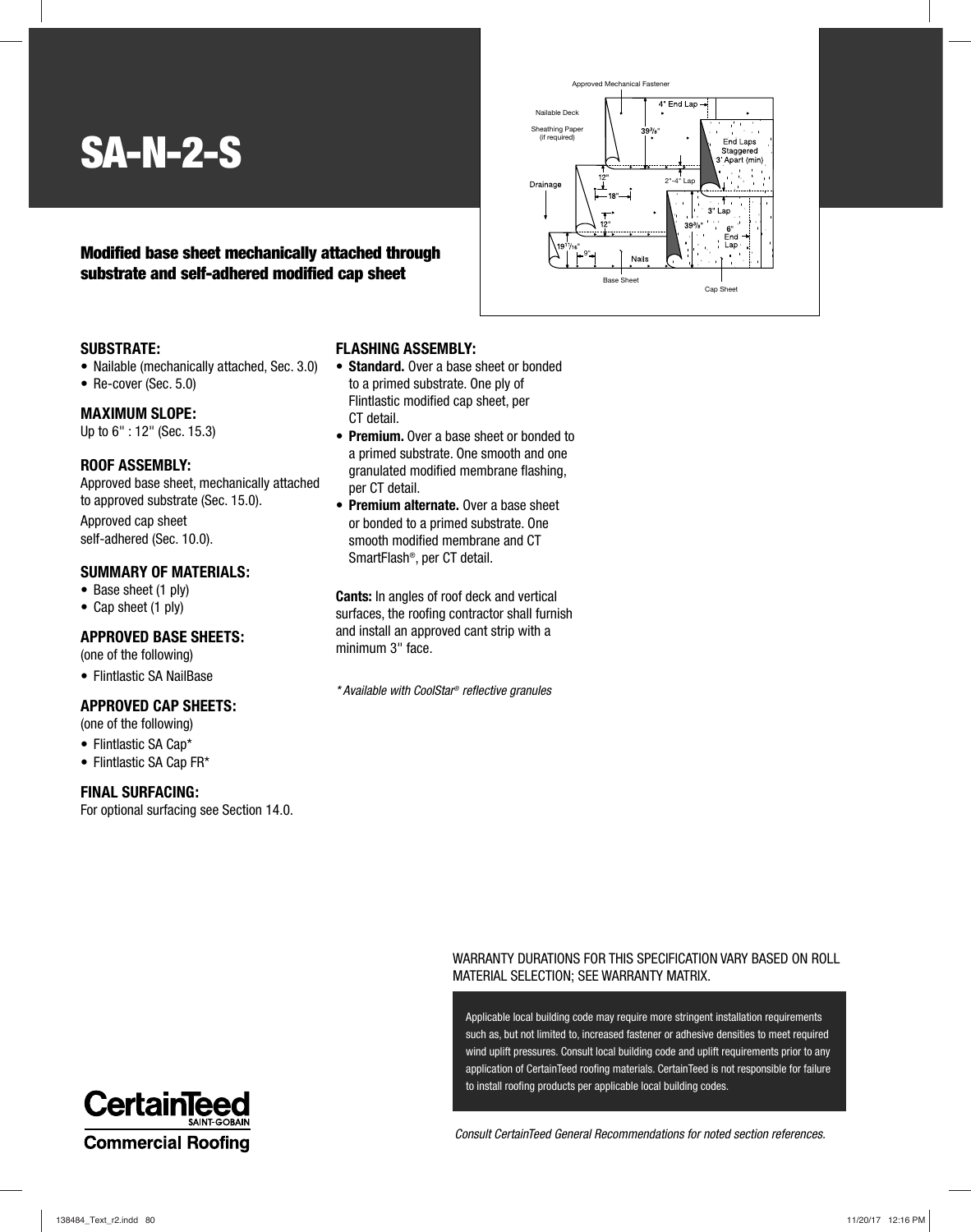# SA-N-2-S

**Modified base sheet mechanically attached through substrate and self-adhered modified cap sheet**

### SUBSTRATE:

- Nailable (mechanically attached, Sec. 3.0)
- Re-cover (Sec. 5.0)

### MAXIMUM SLOPE:

Up to 6" : 12" (Sec. 15.3)

### ROOF ASSEMBLY:

Approved base sheet, mechanically attached to approved substrate (Sec. 15.0).

Approved cap sheet self-adhered (Sec. 10.0).

### SUMMARY OF MATERIALS:

- Base sheet (1 ply)
- Cap sheet (1 ply)

### APPROVED BASE SHEETS:

(one of the following)

- Flintlastic SA NailBase

### APPROVED CAP SHEETS:

(one of the following)

- Flintlastic SA Cap*
- Flintlastic SA Cap FR*

### FINAL SURFACING:

For optional surfacing see Section 14.0.

### FLASHING ASSEMBLY:

- **Standard.** Over a base sheet or bonded to a primed substrate. One ply of Flintlastic modified cap sheet, per CT detail.
- **Premium.** Over a base sheet or bonded to a primed substrate. One smooth and one granulated modified membrane flashing, per CT detail.
- **Premium alternate.** Over a base sheet or bonded to a primed substrate. One smooth modified membrane and CT SmartFlash®, per CT detail.

**Cants:** In angles of roof deck and vertical surfaces, the roofing contractor shall furnish and install an approved cant strip with a minimum 3" face.

*\* Available with CoolStar® reflective granules*

WARRANTY DURATIONS FOR THIS SPECIFICATION VARY BASED ON ROLL MATERIAL SELECTION; SEE WARRANTY MATRIX.

Applicable local building code may require more stringent installation requirements such as, but not limited to, increased fastener or adhesive densities to meet required wind uplift pressures. Consult local building code and uplift requirements prior to any application of CertainTeed roofing materials. CertainTeed is not responsible for failure to install roofing products per applicable local building codes.

*Consult CertainTeed General Recommendations for noted section references.*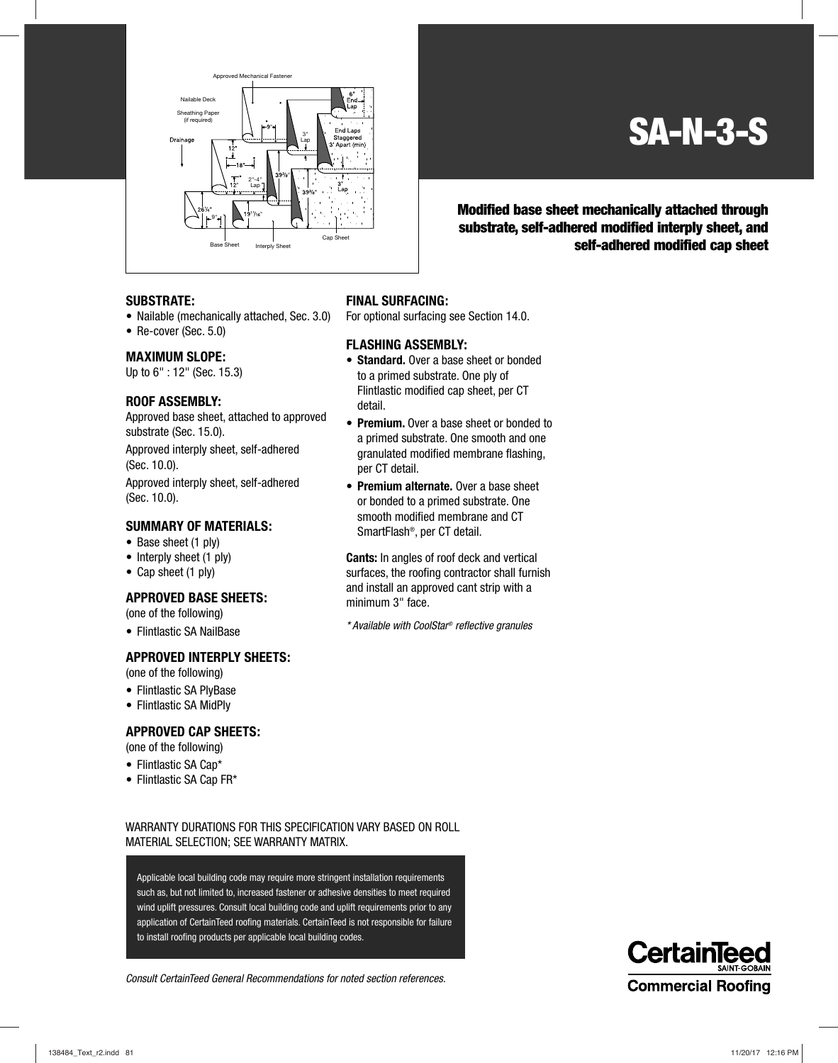# SA-N-3-S

**Modified base sheet mechanically attached through substrate, self-adhered modified interply sheet, and self-adhered modified cap sheet**

### SUBSTRATE:

- Nailable (mechanically attached, Sec. 3.0)
- Re-cover (Sec. 5.0)

### MAXIMUM SLOPE:

Up to 6" : 12" (Sec. 15.3)

### ROOF ASSEMBLY:

Approved base sheet, attached to approved substrate (Sec. 15.0).

Approved interply sheet, self-adhered (Sec. 10.0).

Approved interply sheet, self-adhered (Sec. 10.0).

### SUMMARY OF MATERIALS:

- Base sheet (1 ply)
- Interply sheet (1 ply)
- Cap sheet (1 ply)

### APPROVED BASE SHEETS:

(one of the following)

- Flintlastic SA NailBase

### APPROVED INTERPLY SHEETS:

(one of the following)

- Flintlastic SA PlyBase
- Flintlastic SA MidPly

### APPROVED CAP SHEETS:

(one of the following)

- Flintlastic SA Cap*
- Flintlastic SA Cap FR*

### FINAL SURFACING:

For optional surfacing see Section 14.0.

### FLASHING ASSEMBLY:

- **Standard.** Over a base sheet or bonded to a primed substrate. One ply of Flintlastic modified cap sheet, per CT detail.
- **Premium.** Over a base sheet or bonded to a primed substrate. One smooth and one granulated modified membrane flashing, per CT detail.
- **Premium alternate.** Over a base sheet or bonded to a primed substrate. One smooth modified membrane and CT SmartFlash®, per CT detail.

**Cants:** In angles of roof deck and vertical surfaces, the roofing contractor shall furnish and install an approved cant strip with a minimum 3" face.

*\* Available with CoolStar® reflective granules*

WARRANTY DURATIONS FOR THIS SPECIFICATION VARY BASED ON ROLL MATERIAL SELECTION; SEE WARRANTY MATRIX.

Applicable local building code may require more stringent installation requirements such as, but not limited to, increased fastener or adhesive densities to meet required wind uplift pressures. Consult local building code and uplift requirements prior to any application of CertainTeed roofing materials. CertainTeed is not responsible for failure to install roofing products per applicable local building codes.

*Consult CertainTeed General Recommendations for noted section references.*

CertainTeed SAINT-GOBAIN
Commercial Roofing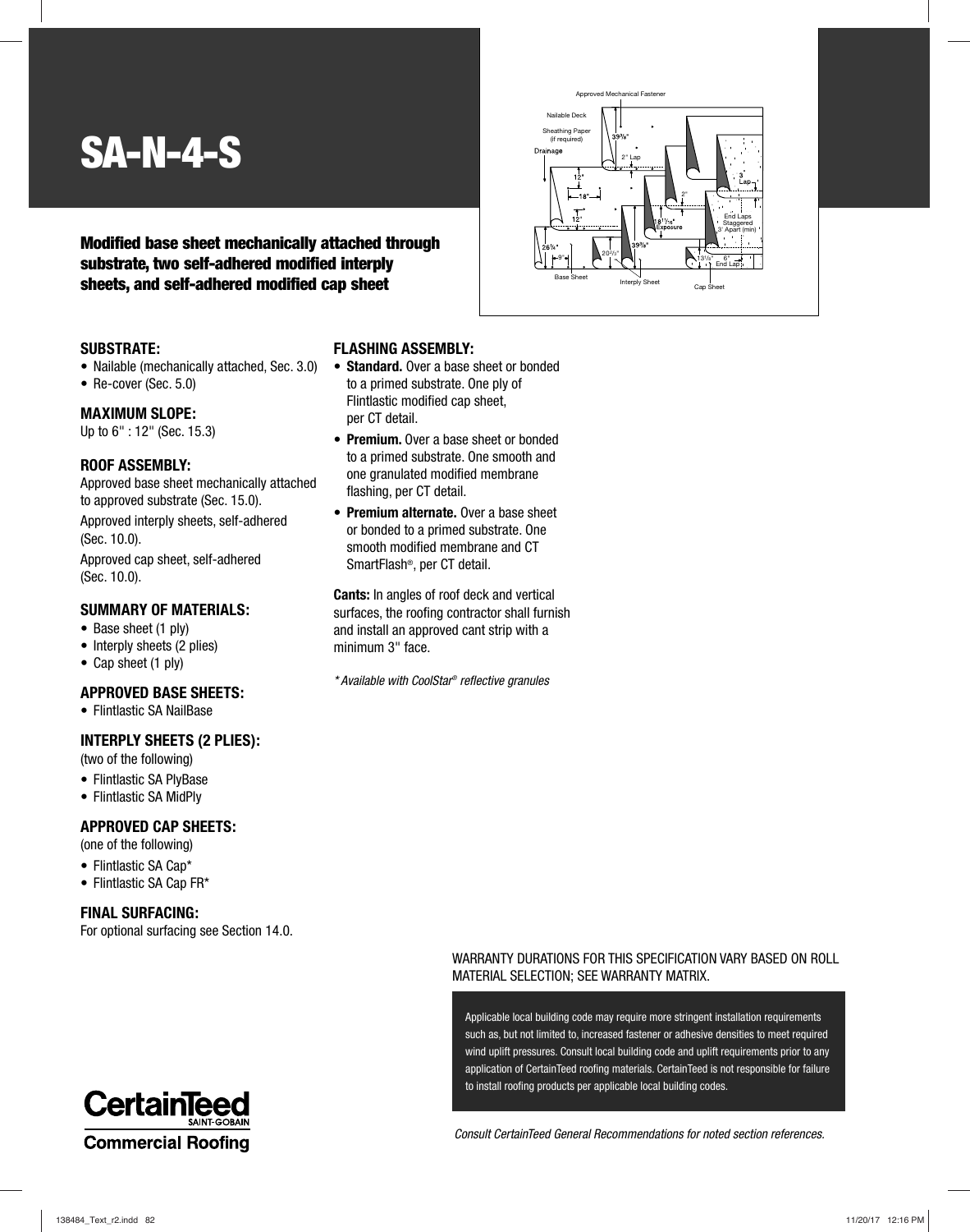# SA-N-4-S

**Modified base sheet mechanically attached through substrate, two self-adhered modified interply sheets, and self-adhered modified cap sheet**

Approved Mechanical Fastener
Nailable Deck
Sheathing Paper (if required)
Drainage
39⅜"
2" Lap
12"
18"
12"
2"
3" Lap
18¹¹⁄₁₆" Exposure
End Laps Staggered 3' Apart (min)
26¼"
9"
20⅔"
39⅜"
13⅛"
6" End Lap
Base Sheet
Interply Sheet
Cap Sheet

### SUBSTRATE:

- Nailable (mechanically attached, Sec. 3.0)
- Re-cover (Sec. 5.0)

### MAXIMUM SLOPE:

Up to 6" : 12" (Sec. 15.3)

### ROOF ASSEMBLY:

Approved base sheet mechanically attached to approved substrate (Sec. 15.0).

Approved interply sheets, self-adhered (Sec. 10.0).

Approved cap sheet, self-adhered (Sec. 10.0).

### SUMMARY OF MATERIALS:

- Base sheet (1 ply)
- Interply sheets (2 plies)
- Cap sheet (1 ply)

### APPROVED BASE SHEETS:

- Flintlastic SA NailBase

### INTERPLY SHEETS (2 PLIES):

(two of the following)

- Flintlastic SA PlyBase
- Flintlastic SA MidPly

### APPROVED CAP SHEETS:

(one of the following)

- Flintlastic SA Cap*
- Flintlastic SA Cap FR*

### FINAL SURFACING:

For optional surfacing see Section 14.0.

### FLASHING ASSEMBLY:

- **Standard.** Over a base sheet or bonded to a primed substrate. One ply of Flintlastic modified cap sheet, per CT detail.
- **Premium.** Over a base sheet or bonded to a primed substrate. One smooth and one granulated modified membrane flashing, per CT detail.
- **Premium alternate.** Over a base sheet or bonded to a primed substrate. One smooth modified membrane and CT SmartFlash®, per CT detail.

**Cants:** In angles of roof deck and vertical surfaces, the roofing contractor shall furnish and install an approved cant strip with a minimum 3" face.

*\* Available with CoolStar® reflective granules*

WARRANTY DURATIONS FOR THIS SPECIFICATION VARY BASED ON ROLL MATERIAL SELECTION; SEE WARRANTY MATRIX.

Applicable local building code may require more stringent installation requirements such as, but not limited to, increased fastener or adhesive densities to meet required wind uplift pressures. Consult local building code and uplift requirements prior to any application of CertainTeed roofing materials. CertainTeed is not responsible for failure to install roofing products per applicable local building codes.

*Consult CertainTeed General Recommendations for noted section references.*

CertainTeed SAINT-GOBAIN
Commercial Roofing